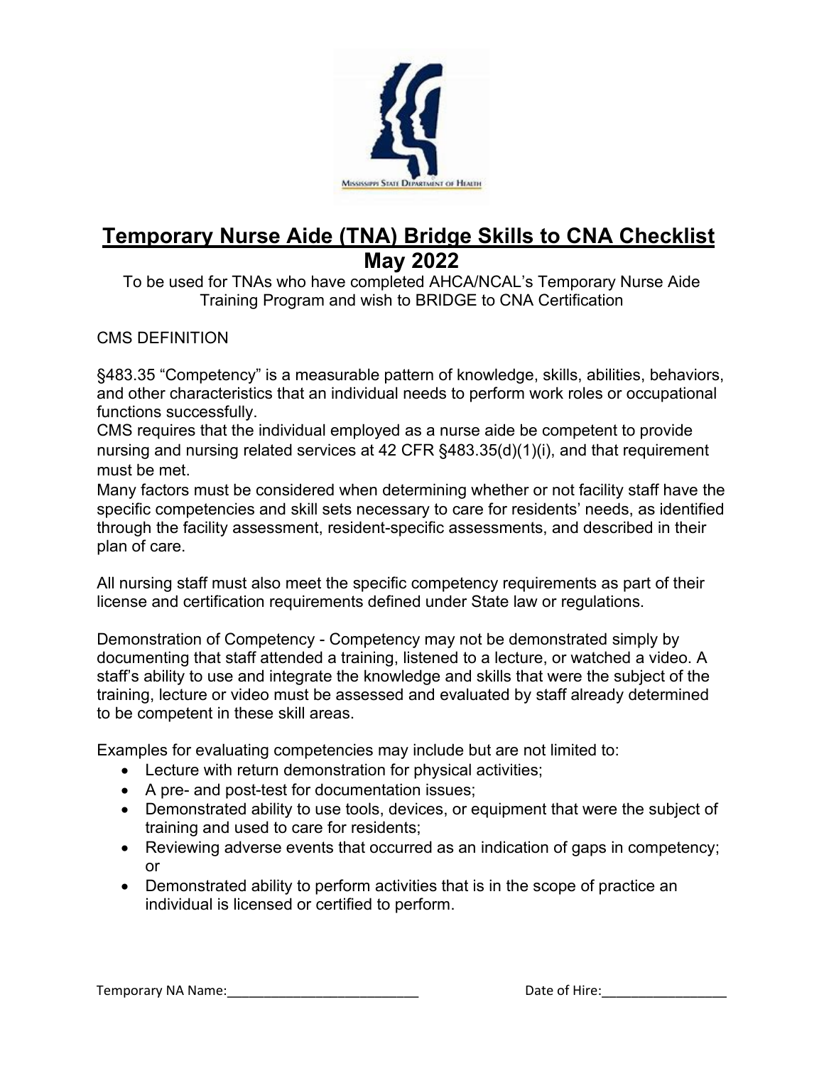# Temporary Nurse Aide (TNA) Bridge Skills to CNA Checklist

## May 2022

To be used for TNAs who have completed AHCA/NCAL's Temporary Nurse Aide Training Program and wish to BRIDGE to CNA Certification

CMS DEFINITION

§483.35 "Competency" is a measurable pattern of knowledge, skills, abilities, behaviors, and other characteristics that an individual needs to perform work roles or occupational functions successfully.

CMS requires that the individual employed as a nurse aide be competent to provide nursing and nursing related services at 42 CFR §483.35(d)(1)(i), and that requirement must be met.

Many factors must be considered when determining whether or not facility staff have the specific competencies and skill sets necessary to care for residents' needs, as identified through the facility assessment, resident-specific assessments, and described in their plan of care.

All nursing staff must also meet the specific competency requirements as part of their license and certification requirements defined under State law or regulations.

Demonstration of Competency - Competency may not be demonstrated simply by documenting that staff attended a training, listened to a lecture, or watched a video. A staff's ability to use and integrate the knowledge and skills that were the subject of the training, lecture or video must be assessed and evaluated by staff already determined to be competent in these skill areas.

Examples for evaluating competencies may include but are not limited to:

- Lecture with return demonstration for physical activities;
- A pre- and post-test for documentation issues;
- Demonstrated ability to use tools, devices, or equipment that were the subject of training and used to care for residents;
- Reviewing adverse events that occurred as an indication of gaps in competency; or
- Demonstrated ability to perform activities that is in the scope of practice an individual is licensed or certified to perform.

Temporary NA Name:___________________________ Date of Hire:_________________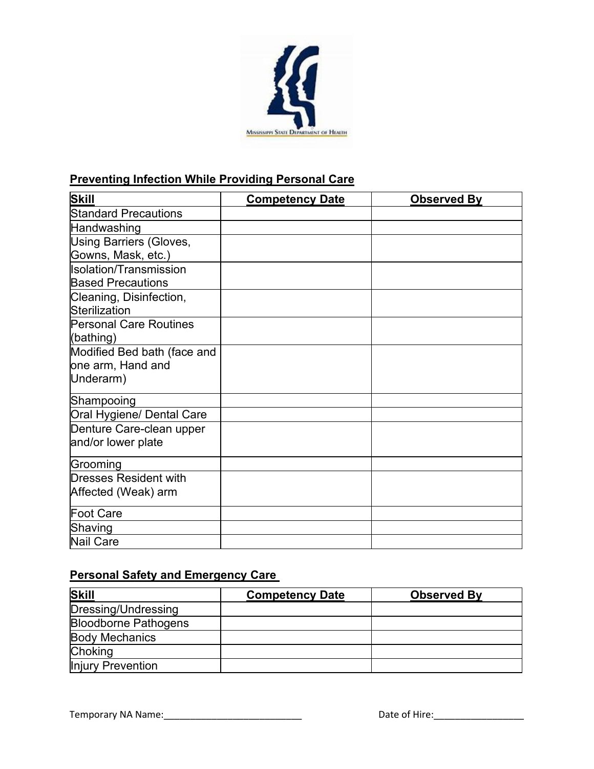## Preventing Infection While Providing Personal Care

| Skill | Competency Date | Observed By |
|---|---|---|
| Standard Precautions | | |
| Handwashing | | |
| Using Barriers (Gloves, Gowns, Mask, etc.) | | |
| Isolation/Transmission Based Precautions | | |
| Cleaning, Disinfection, Sterilization | | |
| Personal Care Routines (bathing) | | |
| Modified Bed bath (face and one arm, Hand and Underarm) | | |
| Shampooing | | |
| Oral Hygiene/ Dental Care | | |
| Denture Care-clean upper and/or lower plate | | |
| Grooming | | |
| Dresses Resident with Affected (Weak) arm | | |
| Foot Care | | |
| Shaving | | |
| Nail Care | | |

## Personal Safety and Emergency Care

| Skill | Competency Date | Observed By |
|---|---|---|
| Dressing/Undressing | | |
| Bloodborne Pathogens | | |
| Body Mechanics | | |
| Choking | | |
| Injury Prevention | | |

Temporary NA Name:____________________________ Date of Hire:__________________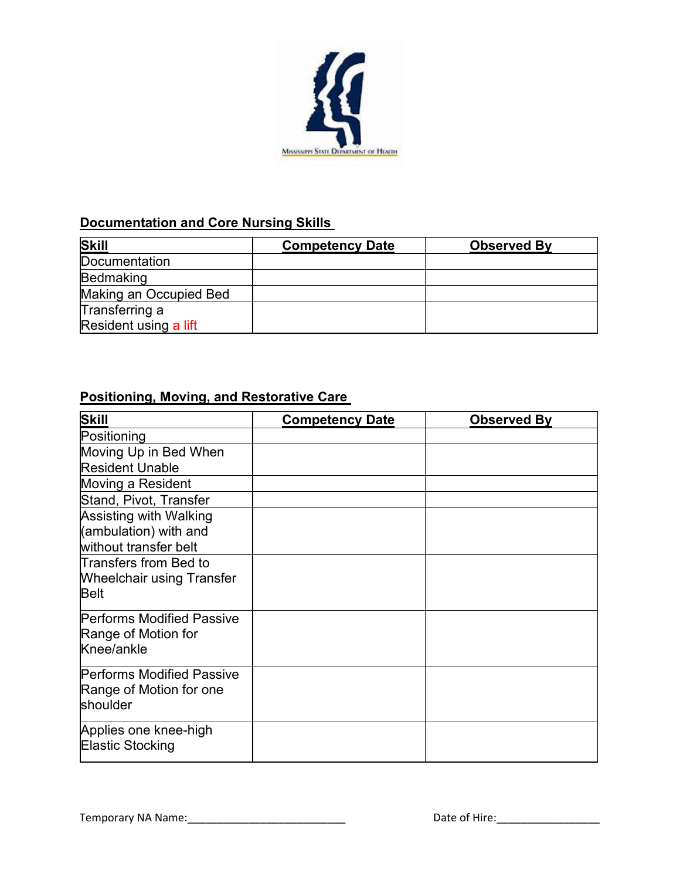## Documentation and Core Nursing Skills

| Skill | Competency Date | Observed By |
|---|---|---|
| Documentation | | |
| Bedmaking | | |
| Making an Occupied Bed | | |
| Transferring a Resident using a lift | | |

## Positioning, Moving, and Restorative Care

| Skill | Competency Date | Observed By |
|---|---|---|
| Positioning | | |
| Moving Up in Bed When Resident Unable | | |
| Moving a Resident | | |
| Stand, Pivot, Transfer | | |
| Assisting with Walking (ambulation) with and without transfer belt | | |
| Transfers from Bed to Wheelchair using Transfer Belt | | |
| Performs Modified Passive Range of Motion for Knee/ankle | | |
| Performs Modified Passive Range of Motion for one shoulder | | |
| Applies one knee-high Elastic Stocking | | |

Temporary NA Name:___________________________ Date of Hire:__________________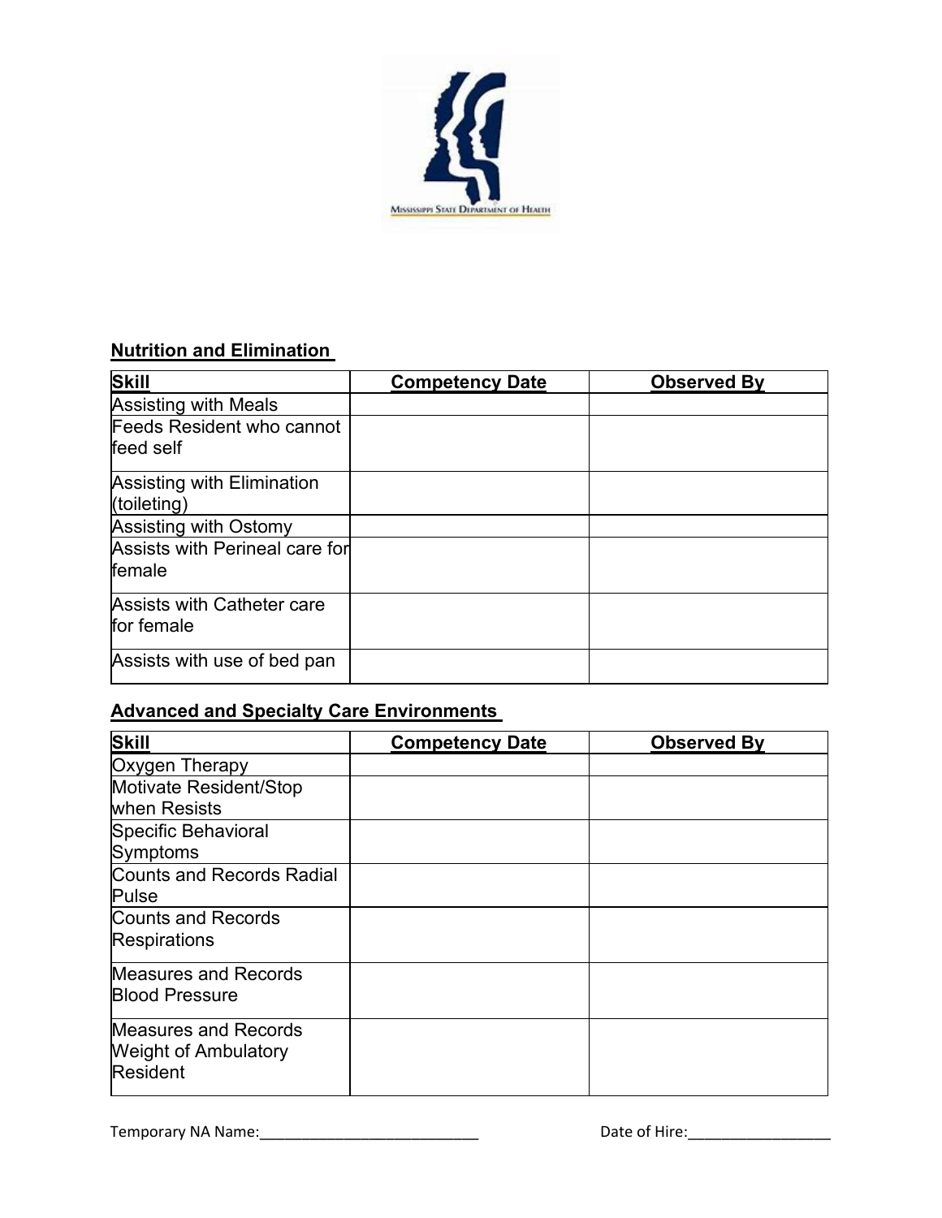Mississippi State Department of Health

## Nutrition and Elimination

| Skill | Competency Date | Observed By |
|---|---|---|
| Assisting with Meals | | |
| Feeds Resident who cannot feed self | | |
| Assisting with Elimination (toileting) | | |
| Assisting with Ostomy | | |
| Assists with Perineal care for female | | |
| Assists with Catheter care for female | | |
| Assists with use of bed pan | | |

## Advanced and Specialty Care Environments

| Skill | Competency Date | Observed By |
|---|---|---|
| Oxygen Therapy | | |
| Motivate Resident/Stop when Resists | | |
| Specific Behavioral Symptoms | | |
| Counts and Records Radial Pulse | | |
| Counts and Records Respirations | | |
| Measures and Records Blood Pressure | | |
| Measures and Records Weight of Ambulatory Resident | | |

Temporary NA Name:____________________________ Date of Hire:__________________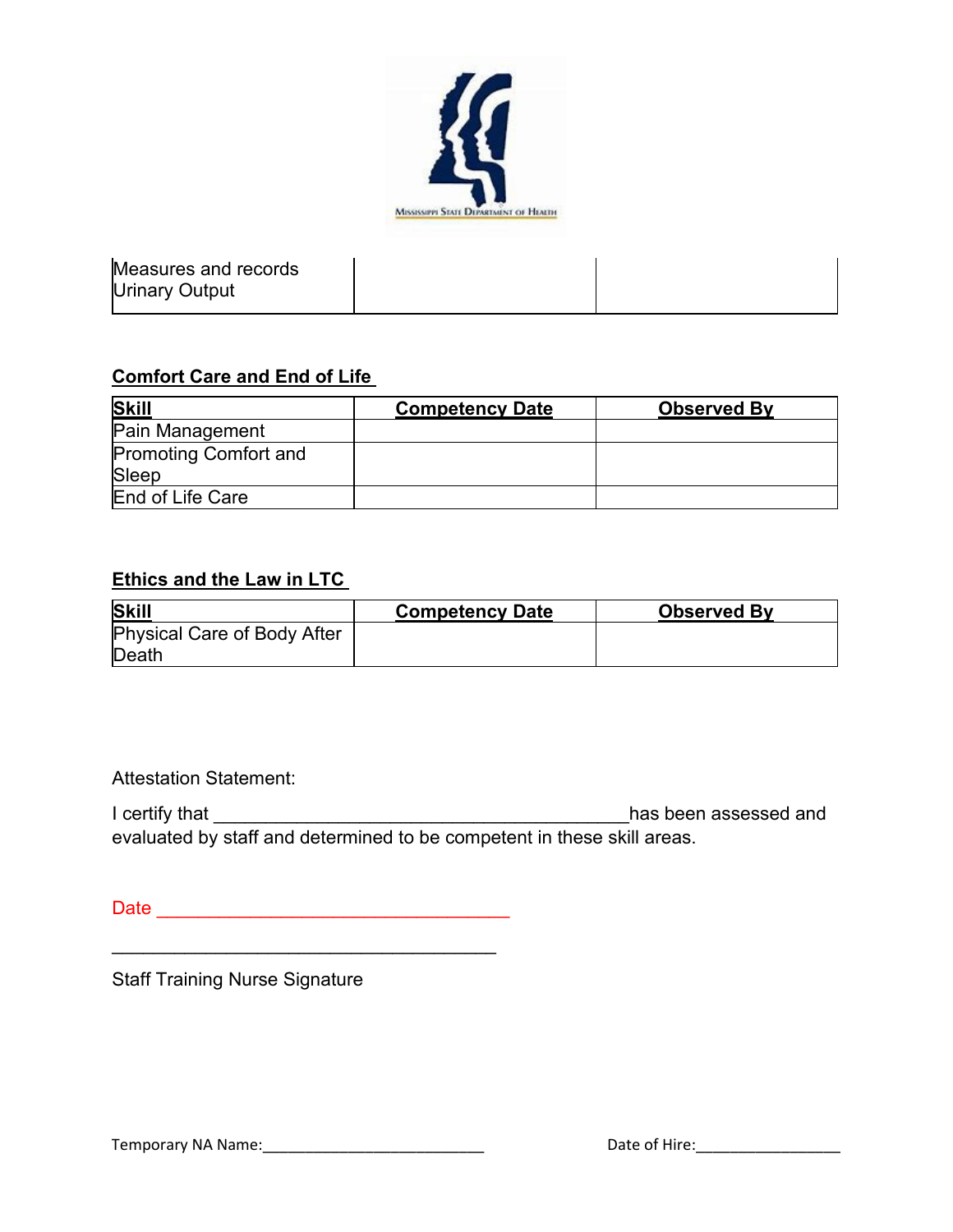| | | |
|---|---|---|
| Measures and records Urinary Output | | |

**Comfort Care and End of Life**

| Skill | Competency Date | Observed By |
|---|---|---|
| Pain Management | | |
| Promoting Comfort and Sleep | | |
| End of Life Care | | |

**Ethics and the Law in LTC**

| Skill | Competency Date | Observed By |
|---|---|---|
| Physical Care of Body After Death | | |

Attestation Statement:

I certify that ________________________________________has been assessed and evaluated by staff and determined to be competent in these skill areas.

Date ________________________________

________________________________

Staff Training Nurse Signature

Temporary NA Name:__________________________ Date of Hire:________________